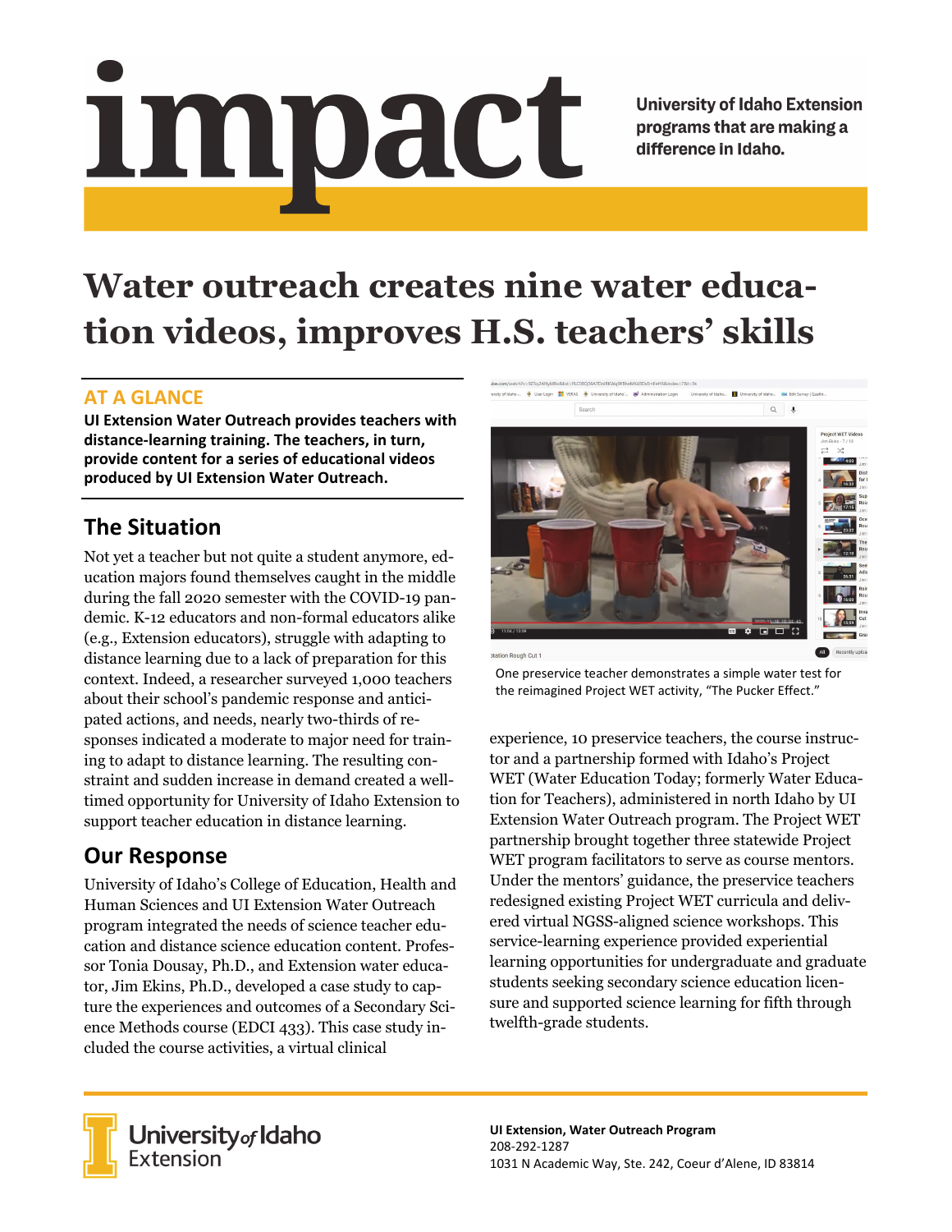# impact

University of Idaho Extension programs that are making a difference in Idaho.

# Water outreach creates nine water education videos, improves H.S. teachers' skills

## AT A GLANCE

**UI Extension Water Outreach provides teachers with distance-learning training. The teachers, in turn, provide content for a series of educational videos produced by UI Extension Water Outreach.**

## The Situation

Not yet a teacher but not quite a student anymore, education majors found themselves caught in the middle during the fall 2020 semester with the COVID-19 pandemic. K-12 educators and non-formal educators alike (e.g., Extension educators), struggle with adapting to distance learning due to a lack of preparation for this context. Indeed, a researcher surveyed 1,000 teachers about their school's pandemic response and anticipated actions, and needs, nearly two-thirds of responses indicated a moderate to major need for training to adapt to distance learning. The resulting constraint and sudden increase in demand created a well-timed opportunity for University of Idaho Extension to support teacher education in distance learning.

## Our Response

University of Idaho's College of Education, Health and Human Sciences and UI Extension Water Outreach program integrated the needs of science teacher education and distance science education content. Professor Tonia Dousay, Ph.D., and Extension water educator, Jim Ekins, Ph.D., developed a case study to capture the experiences and outcomes of a Secondary Science Methods course (EDCI 433). This case study included the course activities, a virtual clinical experience, 10 preservice teachers, the course instructor and a partnership formed with Idaho's Project WET (Water Education Today; formerly Water Education for Teachers), administered in north Idaho by UI Extension Water Outreach program. The Project WET partnership brought together three statewide Project WET program facilitators to serve as course mentors. Under the mentors' guidance, the preservice teachers redesigned existing Project WET curricula and delivered virtual NGSS-aligned science workshops. This service-learning experience provided experiential learning opportunities for undergraduate and graduate students seeking secondary science education licensure and supported science learning for fifth through twelfth-grade students.

One preservice teacher demonstrates a simple water test for the reimagined Project WET activity, "The Pucker Effect."

University of Idaho Extension

**UI Extension, Water Outreach Program**
208-292-1287
1031 N Academic Way, Ste. 242, Coeur d'Alene, ID 83814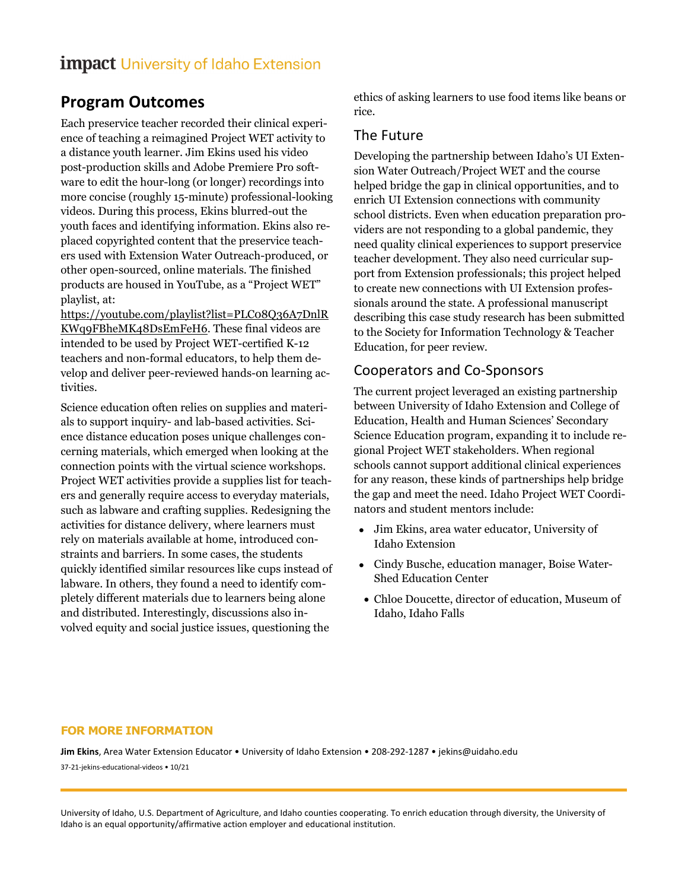## Program Outcomes

Each preservice teacher recorded their clinical experience of teaching a reimagined Project WET activity to a distance youth learner. Jim Ekins used his video post-production skills and Adobe Premiere Pro software to edit the hour-long (or longer) recordings into more concise (roughly 15-minute) professional-looking videos. During this process, Ekins blurred-out the youth faces and identifying information. Ekins also replaced copyrighted content that the preservice teachers used with Extension Water Outreach-produced, or other open-sourced, online materials. The finished products are housed in YouTube, as a "Project WET" playlist, at: https://youtube.com/playlist?list=PLC08Q36A7DnlRKWq9FBheMK48DsEmFeH6. These final videos are intended to be used by Project WET-certified K-12 teachers and non-formal educators, to help them develop and deliver peer-reviewed hands-on learning activities.

Science education often relies on supplies and materials to support inquiry- and lab-based activities. Science distance education poses unique challenges concerning materials, which emerged when looking at the connection points with the virtual science workshops. Project WET activities provide a supplies list for teachers and generally require access to everyday materials, such as labware and crafting supplies. Redesigning the activities for distance delivery, where learners must rely on materials available at home, introduced constraints and barriers. In some cases, the students quickly identified similar resources like cups instead of labware. In others, they found a need to identify completely different materials due to learners being alone and distributed. Interestingly, discussions also involved equity and social justice issues, questioning the ethics of asking learners to use food items like beans or rice.

### The Future

Developing the partnership between Idaho's UI Extension Water Outreach/Project WET and the course helped bridge the gap in clinical opportunities, and to enrich UI Extension connections with community school districts. Even when education preparation providers are not responding to a global pandemic, they need quality clinical experiences to support preservice teacher development. They also need curricular support from Extension professionals; this project helped to create new connections with UI Extension professionals around the state. A professional manuscript describing this case study research has been submitted to the Society for Information Technology & Teacher Education, for peer review.

### Cooperators and Co-Sponsors

The current project leveraged an existing partnership between University of Idaho Extension and College of Education, Health and Human Sciences' Secondary Science Education program, expanding it to include regional Project WET stakeholders. When regional schools cannot support additional clinical experiences for any reason, these kinds of partnerships help bridge the gap and meet the need. Idaho Project WET Coordinators and student mentors include:

- Jim Ekins, area water educator, University of Idaho Extension
- Cindy Busche, education manager, Boise WaterShed Education Center
- Chloe Doucette, director of education, Museum of Idaho, Idaho Falls

**FOR MORE INFORMATION**

**Jim Ekins**, Area Water Extension Educator • University of Idaho Extension • 208-292-1287 • jekins@uidaho.edu

37-21-jekins-educational-videos • 10/21

University of Idaho, U.S. Department of Agriculture, and Idaho counties cooperating. To enrich education through diversity, the University of Idaho is an equal opportunity/affirmative action employer and educational institution.